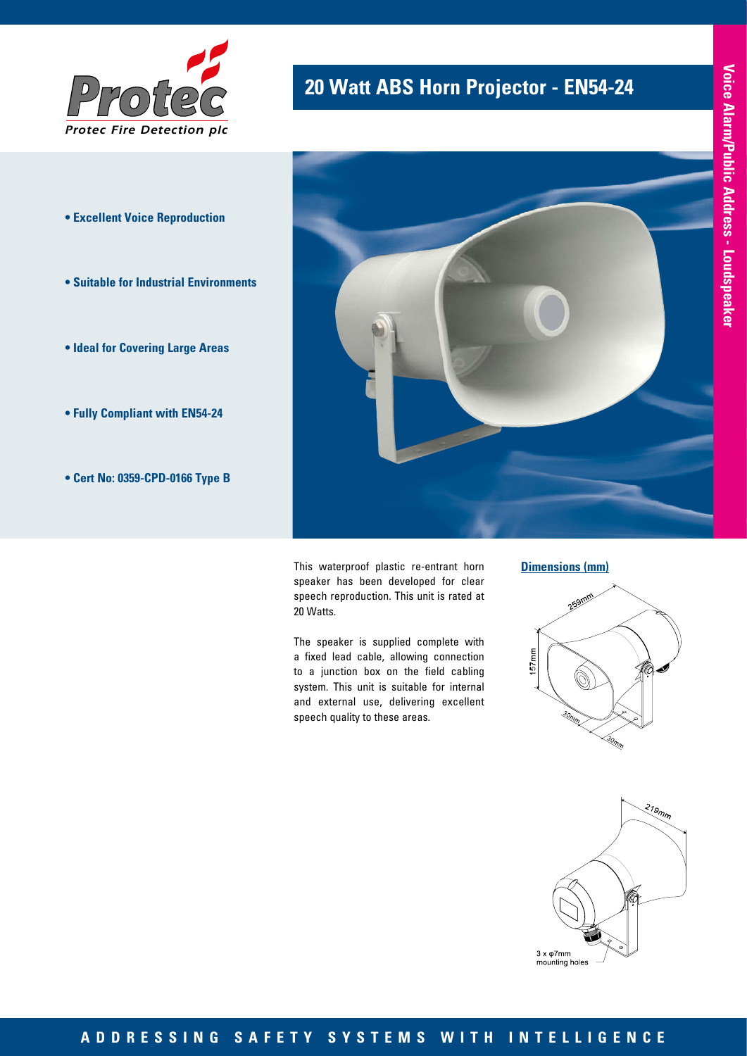Protec Fire Detection plc

# 20 Watt ABS Horn Projector - EN54-24

Voice Alarm/Public Address - Loudspeaker

- **Excellent Voice Reproduction**
- **Suitable for Industrial Environments**
- **Ideal for Covering Large Areas**
- **Fully Compliant with EN54-24**
- **Cert No: 0359-CPD-0166 Type B**

This waterproof plastic re-entrant horn speaker has been developed for clear speech reproduction. This unit is rated at 20 Watts.

The speaker is supplied complete with a fixed lead cable, allowing connection to a junction box on the field cabling system. This unit is suitable for internal and external use, delivering excellent speech quality to these areas.

## Dimensions (mm)

259mm

157mm

30mm

30mm

219mm

3 x φ7mm mounting holes

**ADDRESSING SAFETY SYSTEMS WITH INTELLIGENCE**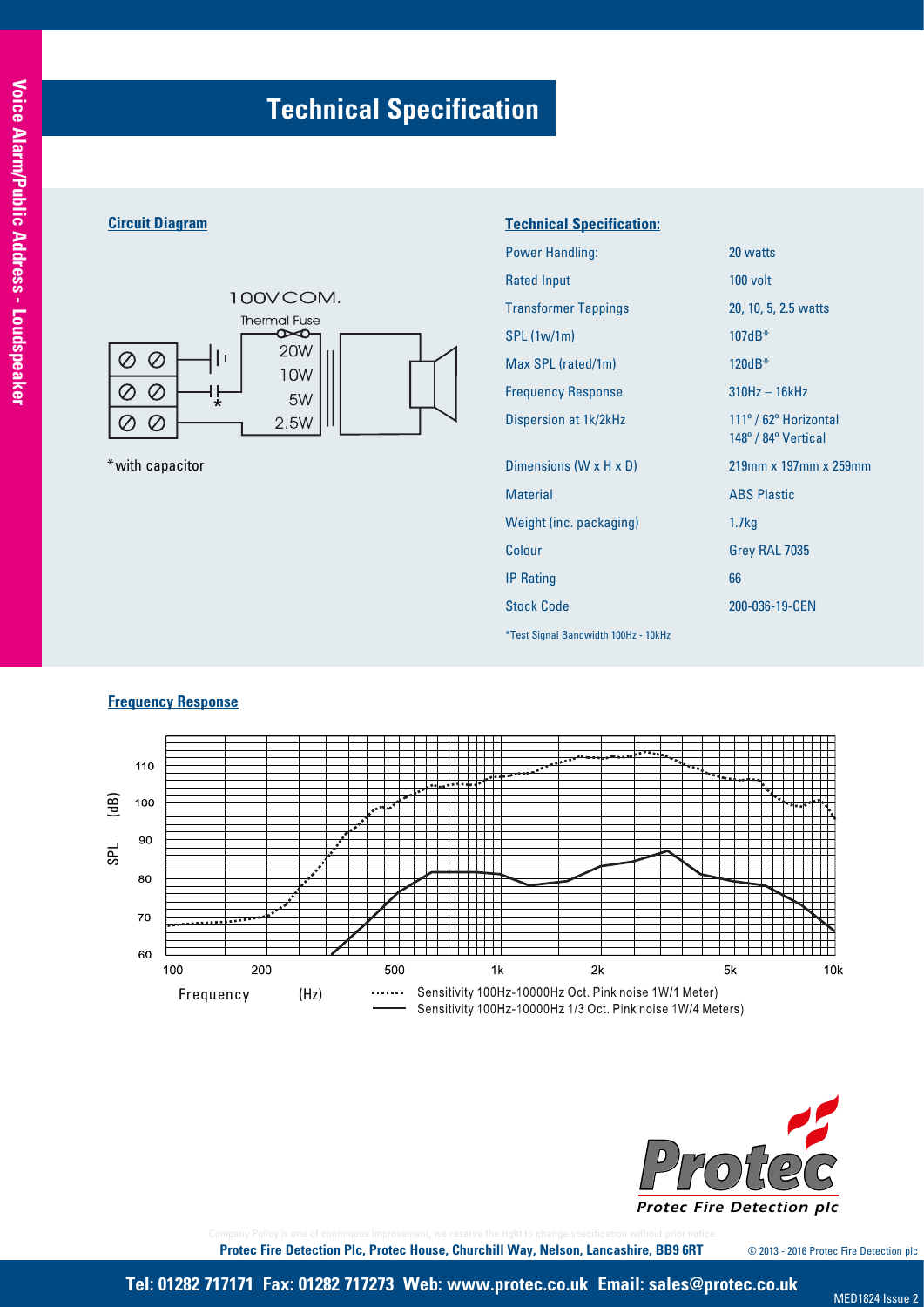# Technical Specification

## Circuit Diagram

100V COM.

Thermal Fuse

20W

10W

5W

2.5W

*with capacitor

## Technical Specification:

| | |
|---|---|
| Power Handling: | 20 watts |
| Rated Input | 100 volt |
| Transformer Tappings | 20, 10, 5, 2.5 watts |
| SPL (1w/1m) | 107dB* |
| Max SPL (rated/1m) | 120dB* |
| Frequency Response | 310Hz – 16kHz |
| Dispersion at 1k/2kHz | 111° / 62° Horizontal<br>148° / 84° Vertical |
| Dimensions (W x H x D) | 219mm x 197mm x 259mm |
| Material | ABS Plastic |
| Weight (inc. packaging) | 1.7kg |
| Colour | Grey RAL 7035 |
| IP Rating | 66 |
| Stock Code | 200-036-19-CEN |

*Test Signal Bandwidth 100Hz - 10kHz

## Frequency Response

SPL (dB)

110
100
90
80
70
60

100 200 500 1k 2k 5k 10k

Frequency (Hz)

Sensitivity 100Hz-10000Hz Oct. Pink noise 1W/1 Meter)

Sensitivity 100Hz-10000Hz 1/3 Oct. Pink noise 1W/4 Meters)

Protec Fire Detection plc

Company Policy is one of continuous improvement, we reserve the right to change specification without prior notice

Protec Fire Detection Plc, Protec House, Churchill Way, Nelson, Lancashire, BB9 6RT

© 2013 - 2016 Protec Fire Detection plc

Tel: 01282 717171 Fax: 01282 717273 Web: www.protec.co.uk Email: sales@protec.co.uk

MED1824 Issue 2